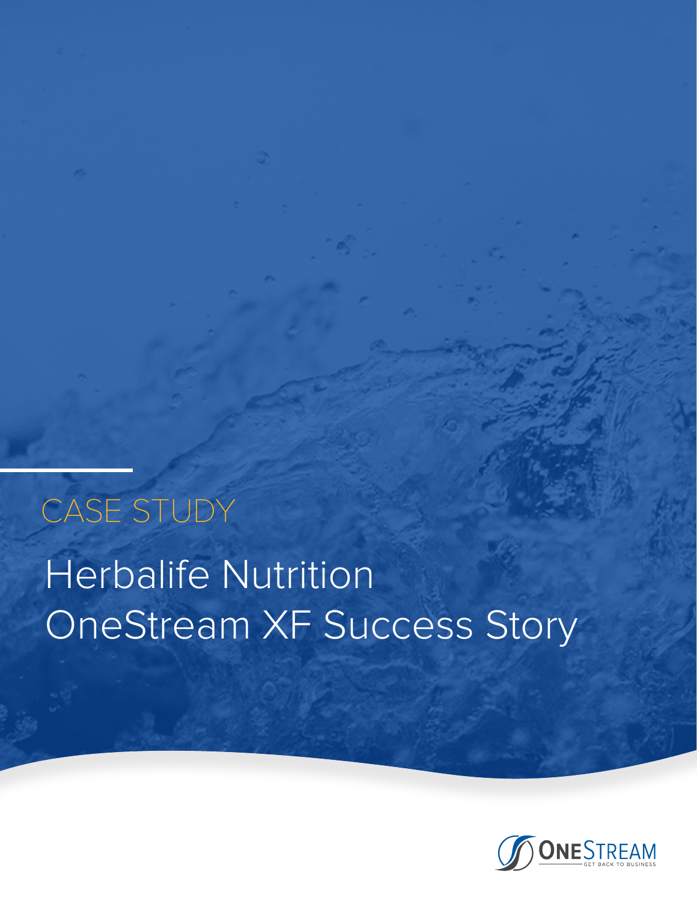CASE STUDY

# Herbalife Nutrition OneStream XF Success Story

ONESTREAM
GET BACK TO BUSINESS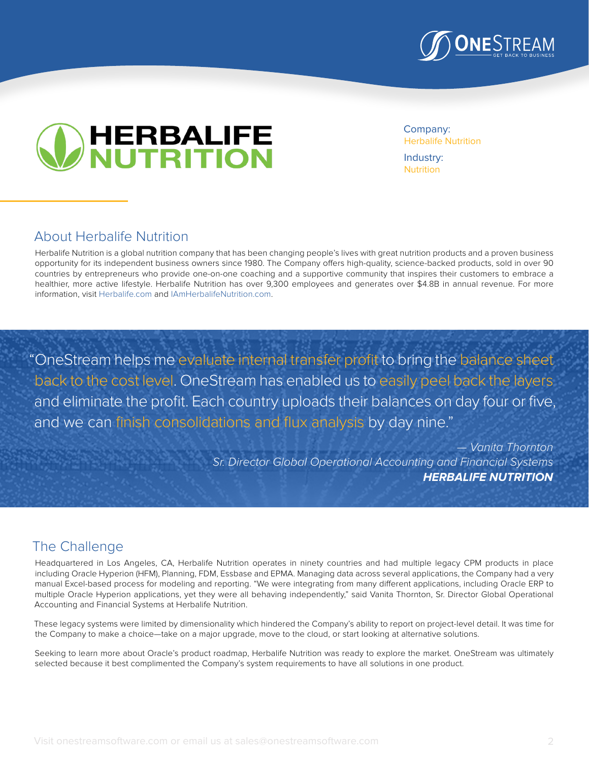Company:
Herbalife Nutrition

Industry:
Nutrition

## About Herbalife Nutrition

Herbalife Nutrition is a global nutrition company that has been changing people's lives with great nutrition products and a proven business opportunity for its independent business owners since 1980. The Company offers high-quality, science-backed products, sold in over 90 countries by entrepreneurs who provide one-on-one coaching and a supportive community that inspires their customers to embrace a healthier, more active lifestyle. Herbalife Nutrition has over 9,300 employees and generates over $4.8B in annual revenue. For more information, visit Herbalife.com and IAmHerbalifeNutrition.com.

> "OneStream helps me evaluate internal transfer profit to bring the balance sheet back to the cost level. OneStream has enabled us to easily peel back the layers and eliminate the profit. Each country uploads their balances on day four or five, and we can finish consolidations and flux analysis by day nine."
>
> *— Vanita Thornton*
> *Sr. Director Global Operational Accounting and Financial Systems*
> ***HERBALIFE NUTRITION***

## The Challenge

Headquartered in Los Angeles, CA, Herbalife Nutrition operates in ninety countries and had multiple legacy CPM products in place including Oracle Hyperion (HFM), Planning, FDM, Essbase and EPMA. Managing data across several applications, the Company had a very manual Excel-based process for modeling and reporting. "We were integrating from many different applications, including Oracle ERP to multiple Oracle Hyperion applications, yet they were all behaving independently," said Vanita Thornton, Sr. Director Global Operational Accounting and Financial Systems at Herbalife Nutrition.

These legacy systems were limited by dimensionality which hindered the Company's ability to report on project-level detail. It was time for the Company to make a choice—take on a major upgrade, move to the cloud, or start looking at alternative solutions.

Seeking to learn more about Oracle's product roadmap, Herbalife Nutrition was ready to explore the market. OneStream was ultimately selected because it best complimented the Company's system requirements to have all solutions in one product.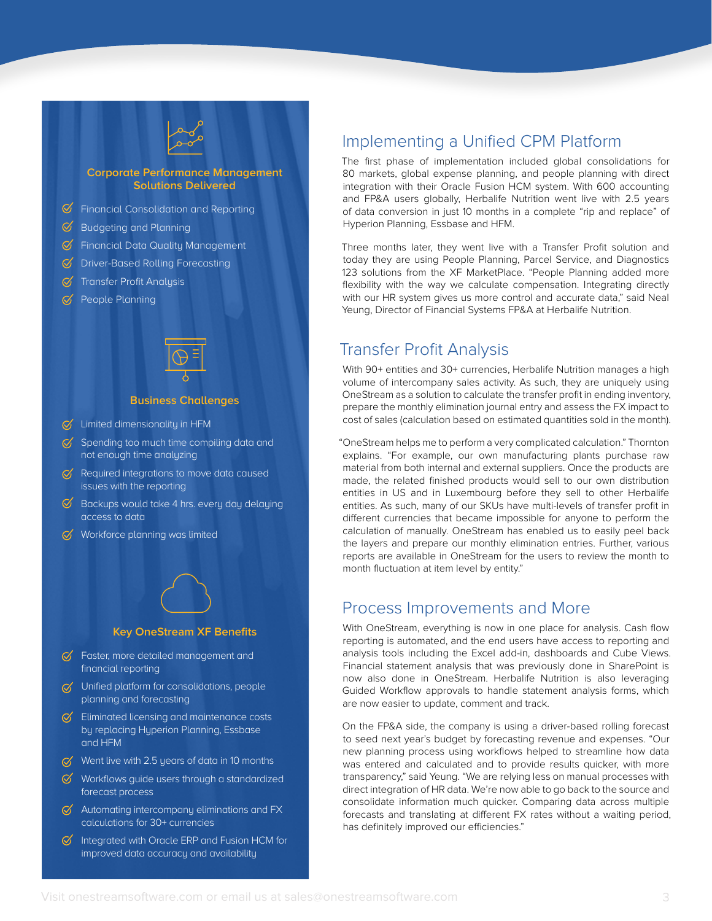### Corporate Performance Management Solutions Delivered

- Financial Consolidation and Reporting
- Budgeting and Planning
- Financial Data Quality Management
- Driver-Based Rolling Forecasting
- Transfer Profit Analysis
- People Planning

### Business Challenges

- Limited dimensionality in HFM
- Spending too much time compiling data and not enough time analyzing
- Required integrations to move data caused issues with the reporting
- Backups would take 4 hrs. every day delaying access to data
- Workforce planning was limited

### Key OneStream XF Benefits

- Faster, more detailed management and financial reporting
- Unified platform for consolidations, people planning and forecasting
- Eliminated licensing and maintenance costs by replacing Hyperion Planning, Essbase and HFM
- Went live with 2.5 years of data in 10 months
- Workflows guide users through a standardized forecast process
- Automating intercompany eliminations and FX calculations for 30+ currencies
- Integrated with Oracle ERP and Fusion HCM for improved data accuracy and availability

## Implementing a Unified CPM Platform

The first phase of implementation included global consolidations for 80 markets, global expense planning, and people planning with direct integration with their Oracle Fusion HCM system. With 600 accounting and FP&A users globally, Herbalife Nutrition went live with 2.5 years of data conversion in just 10 months in a complete "rip and replace" of Hyperion Planning, Essbase and HFM.

Three months later, they went live with a Transfer Profit solution and today they are using People Planning, Parcel Service, and Diagnostics 123 solutions from the XF MarketPlace. "People Planning added more flexibility with the way we calculate compensation. Integrating directly with our HR system gives us more control and accurate data," said Neal Yeung, Director of Financial Systems FP&A at Herbalife Nutrition.

## Transfer Profit Analysis

With 90+ entities and 30+ currencies, Herbalife Nutrition manages a high volume of intercompany sales activity. As such, they are uniquely using OneStream as a solution to calculate the transfer profit in ending inventory, prepare the monthly elimination journal entry and assess the FX impact to cost of sales (calculation based on estimated quantities sold in the month).

"OneStream helps me to perform a very complicated calculation." Thornton explains. "For example, our own manufacturing plants purchase raw material from both internal and external suppliers. Once the products are made, the related finished products would sell to our own distribution entities in US and in Luxembourg before they sell to other Herbalife entities. As such, many of our SKUs have multi-levels of transfer profit in different currencies that became impossible for anyone to perform the calculation of manually. OneStream has enabled us to easily peel back the layers and prepare our monthly elimination entries. Further, various reports are available in OneStream for the users to review the month to month fluctuation at item level by entity."

## Process Improvements and More

With OneStream, everything is now in one place for analysis. Cash flow reporting is automated, and the end users have access to reporting and analysis tools including the Excel add-in, dashboards and Cube Views. Financial statement analysis that was previously done in SharePoint is now also done in OneStream. Herbalife Nutrition is also leveraging Guided Workflow approvals to handle statement analysis forms, which are now easier to update, comment and track.

On the FP&A side, the company is using a driver-based rolling forecast to seed next year's budget by forecasting revenue and expenses. "Our new planning process using workflows helped to streamline how data was entered and calculated and to provide results quicker, with more transparency," said Yeung. "We are relying less on manual processes with direct integration of HR data. We're now able to go back to the source and consolidate information much quicker. Comparing data across multiple forecasts and translating at different FX rates without a waiting period, has definitely improved our efficiencies."

Visit onestreamsoftware.com or email us at sales@onestreamsoftware.com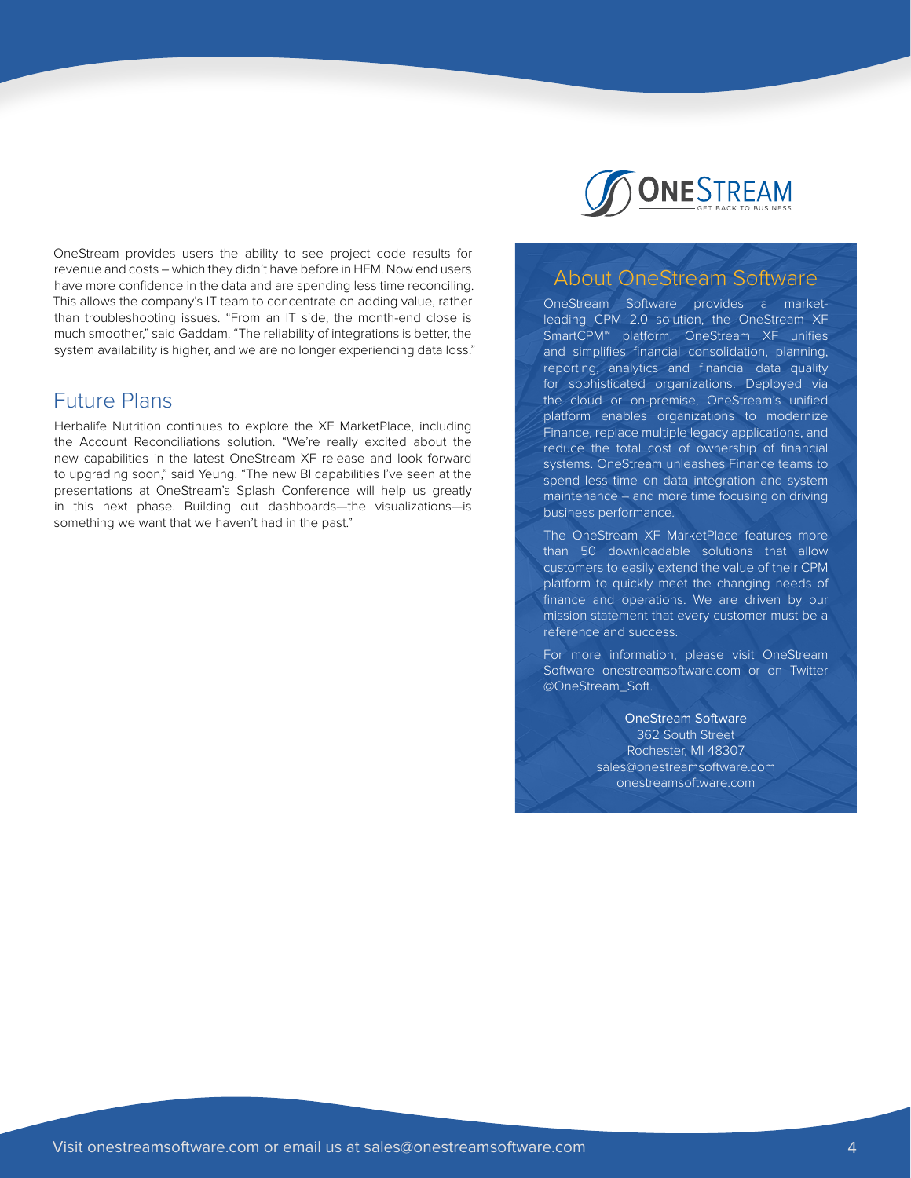OneStream provides users the ability to see project code results for revenue and costs – which they didn't have before in HFM. Now end users have more confidence in the data and are spending less time reconciling. This allows the company's IT team to concentrate on adding value, rather than troubleshooting issues. "From an IT side, the month-end close is much smoother," said Gaddam. "The reliability of integrations is better, the system availability is higher, and we are no longer experiencing data loss."

## Future Plans

Herbalife Nutrition continues to explore the XF MarketPlace, including the Account Reconciliations solution. "We're really excited about the new capabilities in the latest OneStream XF release and look forward to upgrading soon," said Yeung. "The new BI capabilities I've seen at the presentations at OneStream's Splash Conference will help us greatly in this next phase. Building out dashboards—the visualizations—is something we want that we haven't had in the past."

## About OneStream Software

OneStream Software provides a market-leading CPM 2.0 solution, the OneStream XF SmartCPM™ platform. OneStream XF unifies and simplifies financial consolidation, planning, reporting, analytics and financial data quality for sophisticated organizations. Deployed via the cloud or on-premise, OneStream's unified platform enables organizations to modernize Finance, replace multiple legacy applications, and reduce the total cost of ownership of financial systems. OneStream unleashes Finance teams to spend less time on data integration and system maintenance – and more time focusing on driving business performance.

The OneStream XF MarketPlace features more than 50 downloadable solutions that allow customers to easily extend the value of their CPM platform to quickly meet the changing needs of finance and operations. We are driven by our mission statement that every customer must be a reference and success.

For more information, please visit OneStream Software onestreamsoftware.com or on Twitter @OneStream_Soft.

OneStream Software
362 South Street
Rochester, MI 48307
sales@onestreamsoftware.com
onestreamsoftware.com

Visit onestreamsoftware.com or email us at sales@onestreamsoftware.com